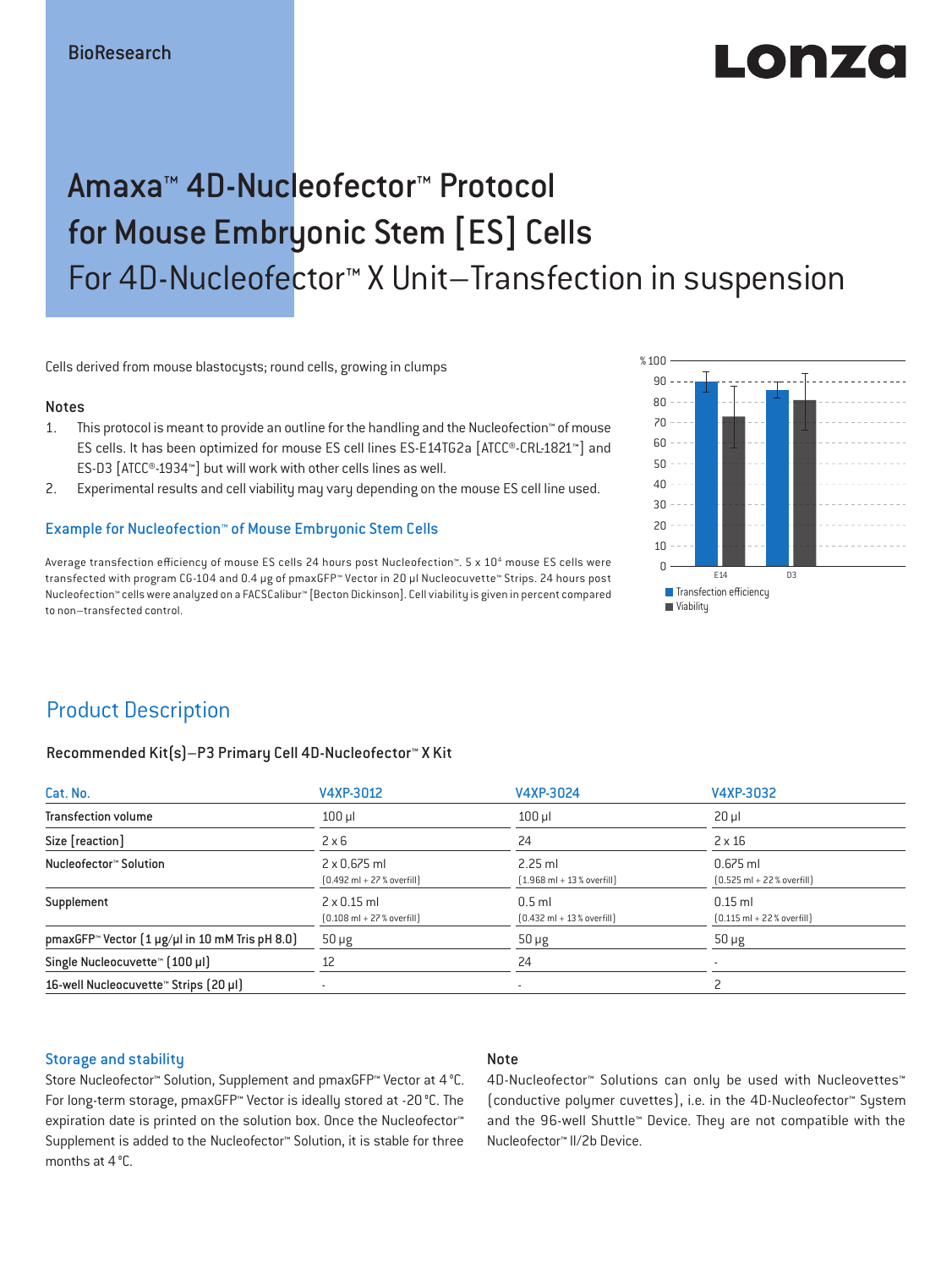BioResearch

# Amaxa™ 4D-Nucleofector™ Protocol for Mouse Embryonic Stem [ES] Cells

## For 4D-Nucleofector™ X Unit–Transfection in suspension

Cells derived from mouse blastocysts; round cells, growing in clumps

### Notes

1. This protocol is meant to provide an outline for the handling and the Nucleofection™ of mouse ES cells. It has been optimized for mouse ES cell lines ES-E14TG2a [ATCC®-CRL-1821™] and ES-D3 [ATCC®-1934™] but will work with other cells lines as well.
2. Experimental results and cell viability may vary depending on the mouse ES cell line used.

### Example for Nucleofection™ of Mouse Embryonic Stem Cells

Average transfection efficiency of mouse ES cells 24 hours post Nucleofection™. 5 x $10^4$ mouse ES cells were transfected with program CG-104 and 0.4 µg of pmaxGFP™ Vector in 20 µl Nucleocuvette™ Strips. 24 hours post Nucleofection™ cells were analyzed on a FACSCalibur™ [Becton Dickinson]. Cell viability is given in percent compared to non–transfected control.

■ Transfection efficiency
■ Viability

## Product Description

### Recommended Kit(s)–P3 Primary Cell 4D-Nucleofector™ X Kit

| Cat. No. | V4XP-3012 | V4XP-3024 | V4XP-3032 |
|---|---|---|---|
| Transfection volume | 100 µl | 100 µl | 20 µl |
| Size [reaction] | 2 x 6 | 24 | 2 x 16 |
| Nucleofector™ Solution | 2 x 0.675 ml [0.492 ml + 27 % overfill] | 2.25 ml [1.968 ml + 13 % overfill] | 0.675 ml [0.525 ml + 22 % overfill] |
| Supplement | 2 x 0.15 ml [0.108 ml + 27 % overfill] | 0.5 ml [0.432 ml + 13 % overfill] | 0.15 ml [0.115 ml + 22 % overfill] |
| pmaxGFP™ Vector [1 µg/µl in 10 mM Tris pH 8.0] | 50 µg | 50 µg | 50 µg |
| Single Nucleocuvette™ [100 µl] | 12 | 24 | - |
| 16-well Nucleocuvette™ Strips [20 µl] | - | - | 2 |

### Storage and stability

Store Nucleofector™ Solution, Supplement and pmaxGFP™ Vector at 4 °C. For long-term storage, pmaxGFP™ Vector is ideally stored at -20 °C. The expiration date is printed on the solution box. Once the Nucleofector™ Supplement is added to the Nucleofector™ Solution, it is stable for three months at 4 °C.

### Note

4D-Nucleofector™ Solutions can only be used with Nucleovettes™ [conductive polymer cuvettes], i.e. in the 4D-Nucleofector™ System and the 96-well Shuttle™ Device. They are not compatible with the Nucleofector™ II/2b Device.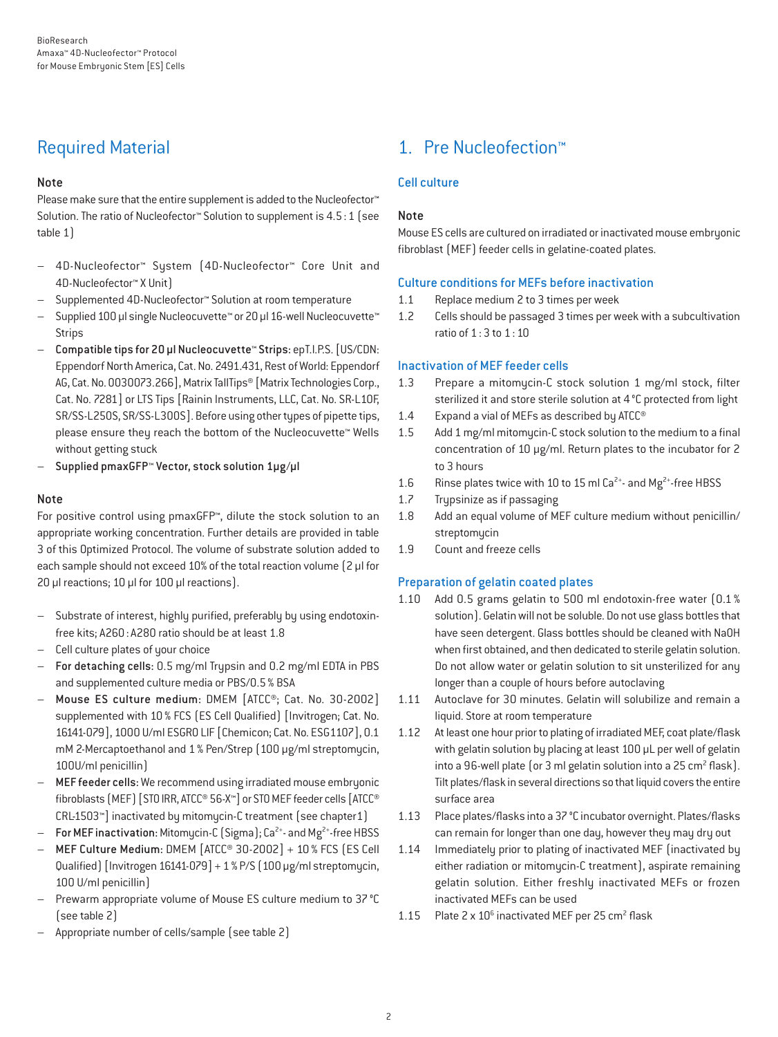## Required Material

### Note

Please make sure that the entire supplement is added to the Nucleofector™ Solution. The ratio of Nucleofector™ Solution to supplement is 4.5 : 1 (see table 1)

- 4D-Nucleofector™ System (4D-Nucleofector™ Core Unit and 4D-Nucleofector™ X Unit)
- Supplemented 4D-Nucleofector™ Solution at room temperature
- Supplied 100 µl single Nucleocuvette™ or 20 µl 16-well Nucleocuvette™ Strips
- **Compatible tips for 20 µl Nucleocuvette™ Strips:** epT.I.P.S. [US/CDN: Eppendorf North America, Cat. No. 2491.431, Rest of World: Eppendorf AG, Cat. No. 0030073.266], Matrix TallTips® [Matrix Technologies Corp., Cat. No. 7281] or LTS Tips [Rainin Instruments, LLC, Cat. No. SR-L10F, SR/SS-L250S, SR/SS-L300S]. Before using other types of pipette tips, please ensure they reach the bottom of the Nucleocuvette™ Wells without getting stuck
- **Supplied pmaxGFP™ Vector, stock solution 1µg/µl**

### Note

For positive control using pmaxGFP™, dilute the stock solution to an appropriate working concentration. Further details are provided in table 3 of this Optimized Protocol. The volume of substrate solution added to each sample should not exceed 10% of the total reaction volume (2 µl for 20 µl reactions; 10 µl for 100 µl reactions).

- Substrate of interest, highly purified, preferably by using endotoxin-free kits; A260 : A280 ratio should be at least 1.8
- Cell culture plates of your choice
- **For detaching cells:** 0.5 mg/ml Trypsin and 0.2 mg/ml EDTA in PBS and supplemented culture media or PBS/0.5 % BSA
- **Mouse ES culture medium:** DMEM [ATCC®; Cat. No. 30-2002] supplemented with 10 % FCS (ES Cell Qualified) [Invitrogen; Cat. No. 16141-079], 1000 U/ml ESGRO LIF [Chemicon; Cat. No. ESG1107], 0.1 mM 2-Mercaptoethanol and 1 % Pen/Strep (100 µg/ml streptomycin, 100U/ml penicillin)
- **MEF feeder cells:** We recommend using irradiated mouse embryonic fibroblasts (MEF) [STO IRR, ATCC® 56-X™] or STO MEF feeder cells [ATCC® CRL-1503™] inactivated by mitomycin-C treatment (see chapter 1)
- **For MEF inactivation:** Mitomycin-C (Sigma); $Ca^{2+}$- and $Mg^{2+}$-free HBSS
- **MEF Culture Medium:** DMEM [ATCC® 30-2002] + 10 % FCS (ES Cell Qualified) [Invitrogen 16141-079] + 1 % P/S (100 µg/ml streptomycin, 100 U/ml penicillin)
- Prewarm appropriate volume of Mouse ES culture medium to 37 °C (see table 2)
- Appropriate number of cells/sample (see table 2)

## 1. Pre Nucleofection™

### Cell culture

#### Note

Mouse ES cells are cultured on irradiated or inactivated mouse embryonic fibroblast (MEF) feeder cells in gelatine-coated plates.

### Culture conditions for MEFs before inactivation

1.1 Replace medium 2 to 3 times per week

1.2 Cells should be passaged 3 times per week with a subcultivation ratio of 1 : 3 to 1 : 10

### Inactivation of MEF feeder cells

1.3 Prepare a mitomycin-C stock solution 1 mg/ml stock, filter sterilized it and store sterile solution at 4 °C protected from light

1.4 Expand a vial of MEFs as described by ATCC®

1.5 Add 1 mg/ml mitomycin-C stock solution to the medium to a final concentration of 10 µg/ml. Return plates to the incubator for 2 to 3 hours

1.6 Rinse plates twice with 10 to 15 ml $Ca^{2+}$- and $Mg^{2+}$-free HBSS

1.7 Trypsinize as if passaging

1.8 Add an equal volume of MEF culture medium without penicillin/streptomycin

1.9 Count and freeze cells

### Preparation of gelatin coated plates

1.10 Add 0.5 grams gelatin to 500 ml endotoxin-free water (0.1 % solution). Gelatin will not be soluble. Do not use glass bottles that have seen detergent. Glass bottles should be cleaned with NaOH when first obtained, and then dedicated to sterile gelatin solution. Do not allow water or gelatin solution to sit unsterilized for any longer than a couple of hours before autoclaving

1.11 Autoclave for 30 minutes. Gelatin will solubilize and remain a liquid. Store at room temperature

1.12 At least one hour prior to plating of irradiated MEF, coat plate/flask with gelatin solution by placing at least 100 µL per well of gelatin into a 96-well plate (or 3 ml gelatin solution into a 25 $cm^2$ flask). Tilt plates/flask in several directions so that liquid covers the entire surface area

1.13 Place plates/flasks into a 37 °C incubator overnight. Plates/flasks can remain for longer than one day, however they may dry out

1.14 Immediately prior to plating of inactivated MEF (inactivated by either radiation or mitomycin-C treatment), aspirate remaining gelatin solution. Either freshly inactivated MEFs or frozen inactivated MEFs can be used

1.15 Plate $2 \times 10^6$ inactivated MEF per 25 $cm^2$ flask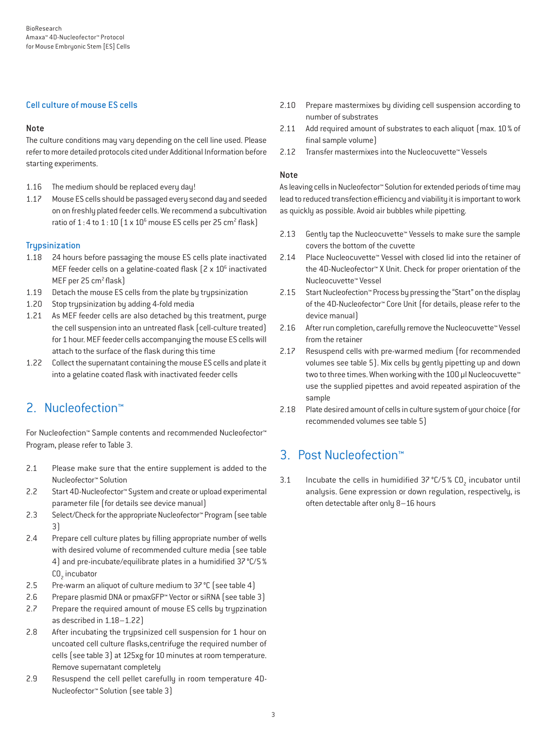### Cell culture of mouse ES cells

#### Note

The culture conditions may vary depending on the cell line used. Please refer to more detailed protocols cited under Additional Information before starting experiments.

1.16 The medium should be replaced every day!

1.17 Mouse ES cells should be passaged every second day and seeded on on freshly plated feeder cells. We recommend a subcultivation ratio of 1 : 4 to 1 : 10 ($1 \times 10^6$ mouse ES cells per 25 $cm^2$ flask)

### Trypsinization

1.18 24 hours before passaging the mouse ES cells plate inactivated MEF feeder cells on a gelatine-coated flask ($2 \times 10^6$ inactivated MEF per 25 $cm^2$ flask)

1.19 Detach the mouse ES cells from the plate by trypsinization

1.20 Stop trypsinization by adding 4-fold media

1.21 As MEF feeder cells are also detached by this treatment, purge the cell suspension into an untreated flask (cell-culture treated) for 1 hour. MEF feeder cells accompanying the mouse ES cells will attach to the surface of the flask during this time

1.22 Collect the supernatant containing the mouse ES cells and plate it into a gelatine coated flask with inactivated feeder cells

## 2. Nucleofection™

For Nucleofection™ Sample contents and recommended Nucleofector™ Program, please refer to Table 3.

2.1 Please make sure that the entire supplement is added to the Nucleofector™ Solution

2.2 Start 4D-Nucleofector™ System and create or upload experimental parameter file (for details see device manual)

2.3 Select/Check for the appropriate Nucleofector™ Program (see table 3)

2.4 Prepare cell culture plates by filling appropriate number of wells with desired volume of recommended culture media (see table 4) and pre-incubate/equilibrate plates in a humidified 37 °C/5 % $CO_2$ incubator

2.5 Pre-warm an aliquot of culture medium to 37 °C (see table 4)

2.6 Prepare plasmid DNA or pmaxGFP™ Vector or siRNA (see table 3)

2.7 Prepare the required amount of mouse ES cells by trypzination as described in 1.18–1.22)

2.8 After incubating the trypsinized cell suspension for 1 hour on uncoated cell culture flasks,centrifuge the required number of cells (see table 3) at 125xg for 10 minutes at room temperature. Remove supernatant completely

2.9 Resuspend the cell pellet carefully in room temperature 4D-Nucleofector™ Solution (see table 3)

2.10 Prepare mastermixes by dividing cell suspension according to number of substrates

2.11 Add required amount of substrates to each aliquot (max. 10 % of final sample volume)

2.12 Transfer mastermixes into the Nucleocuvette™ Vessels

#### Note

As leaving cells in Nucleofector™ Solution for extended periods of time may lead to reduced transfection efficiency and viability it is important to work as quickly as possible. Avoid air bubbles while pipetting.

2.13 Gently tap the Nucleocuvette™ Vessels to make sure the sample covers the bottom of the cuvette

2.14 Place Nucleocuvette™ Vessel with closed lid into the retainer of the 4D-Nucleofector™ X Unit. Check for proper orientation of the Nucleocuvette™ Vessel

2.15 Start Nucleofection™ Process by pressing the "Start" on the display of the 4D-Nucleofector™ Core Unit (for details, please refer to the device manual)

2.16 After run completion, carefully remove the Nucleocuvette™ Vessel from the retainer

2.17 Resuspend cells with pre-warmed medium (for recommended volumes see table 5). Mix cells by gently pipetting up and down two to three times. When working with the 100 µl Nucleocuvette™ use the supplied pipettes and avoid repeated aspiration of the sample

2.18 Plate desired amount of cells in culture system of your choice (for recommended volumes see table 5)

## 3. Post Nucleofection™

3.1 Incubate the cells in humidified 37 °C/5 % $CO_2$ incubator until analysis. Gene expression or down regulation, respectively, is often detectable after only 8–16 hours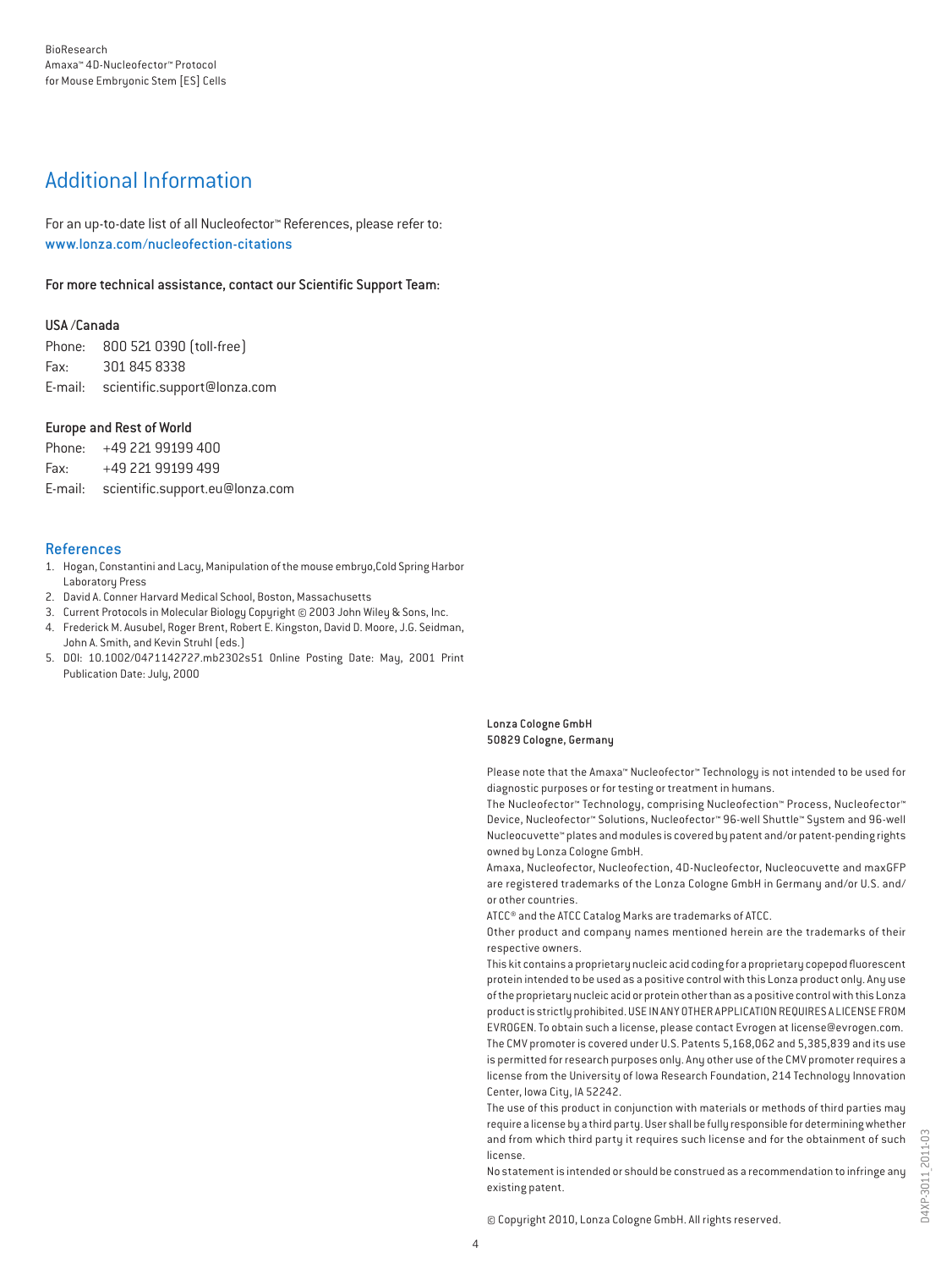## Additional Information

For an up-to-date list of all Nucleofector™ References, please refer to:
www.lonza.com/nucleofection-citations

**For more technical assistance, contact our Scientific Support Team:**

**USA /Canada**
Phone: 800 521 0390 (toll-free)
Fax: 301 845 8338
E-mail: scientific.support@lonza.com

**Europe and Rest of World**
Phone: +49 221 99199 400
Fax: +49 221 99199 499
E-mail: scientific.support.eu@lonza.com

### References

1. Hogan, Constantini and Lacy, Manipulation of the mouse embryo,Cold Spring Harbor Laboratory Press
2. David A. Conner Harvard Medical School, Boston, Massachusetts
3. Current Protocols in Molecular Biology Copyright © 2003 John Wiley & Sons, Inc.
4. Frederick M. Ausubel, Roger Brent, Robert E. Kingston, David D. Moore, J.G. Seidman, John A. Smith, and Kevin Struhl (eds.)
5. DOI: 10.1002/0471142727.mb2302s51 Online Posting Date: May, 2001 Print Publication Date: July, 2000

**Lonza Cologne GmbH**
**50829 Cologne, Germany**

Please note that the Amaxa™ Nucleofector™ Technology is not intended to be used for diagnostic purposes or for testing or treatment in humans.
The Nucleofector™ Technology, comprising Nucleofection™ Process, Nucleofector™ Device, Nucleofector™ Solutions, Nucleofector™ 96-well Shuttle™ System and 96-well Nucleocuvette™ plates and modules is covered by patent and/or patent-pending rights owned by Lonza Cologne GmbH.
Amaxa, Nucleofector, Nucleofection, 4D-Nucleofector, Nucleocuvette and maxGFP are registered trademarks of the Lonza Cologne GmbH in Germany and/or U.S. and/or other countries.
ATCC® and the ATCC Catalog Marks are trademarks of ATCC.
Other product and company names mentioned herein are the trademarks of their respective owners.
This kit contains a proprietary nucleic acid coding for a proprietary copepod fluorescent protein intended to be used as a positive control with this Lonza product only. Any use of the proprietary nucleic acid or protein other than as a positive control with this Lonza product is strictly prohibited. USE IN ANY OTHER APPLICATION REQUIRES A LICENSE FROM EVROGEN. To obtain such a license, please contact Evrogen at license@evrogen.com.
The CMV promoter is covered under U.S. Patents 5,168,062 and 5,385,839 and its use is permitted for research purposes only. Any other use of the CMV promoter requires a license from the University of Iowa Research Foundation, 214 Technology Innovation Center, Iowa City, IA 52242.
The use of this product in conjunction with materials or methods of third parties may require a license by a third party. User shall be fully responsible for determining whether and from which third party it requires such license and for the obtainment of such license.
No statement is intended or should be construed as a recommendation to infringe any existing patent.

© Copyright 2010, Lonza Cologne GmbH. All rights reserved.

D4XP-3011_2011-03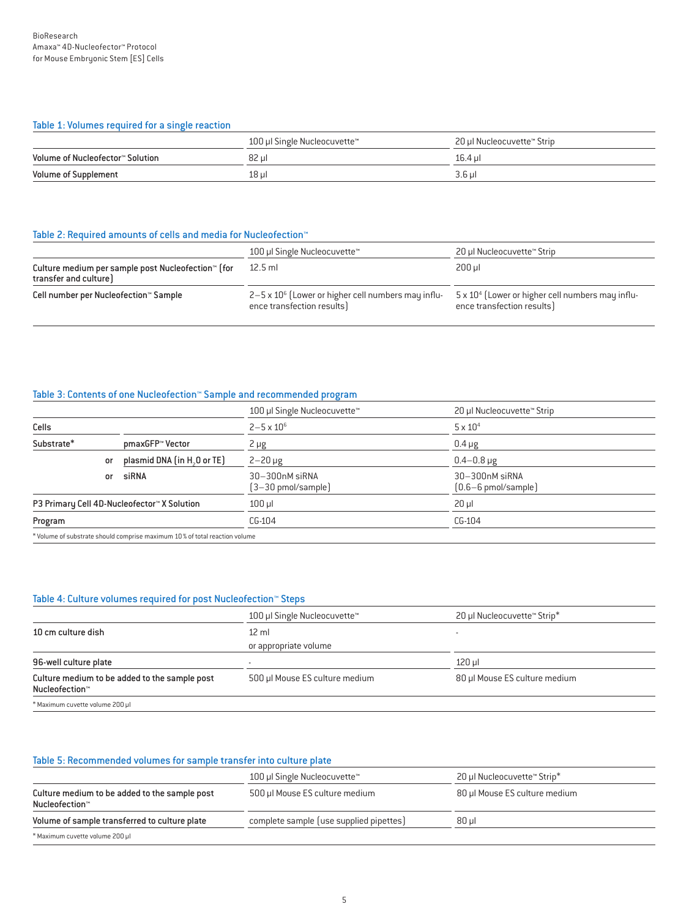### Table 1: Volumes required for a single reaction

| | 100 µl Single Nucleocuvette™ | 20 µl Nucleocuvette™ Strip |
|---|---|---|
| Volume of Nucleofector™ Solution | 82 µl | 16.4 µl |
| Volume of Supplement | 18 µl | 3.6 µl |

### Table 2: Required amounts of cells and media for Nucleofection™

| | 100 µl Single Nucleocuvette™ | 20 µl Nucleocuvette™ Strip |
|---|---|---|
| Culture medium per sample post Nucleofection™ (for transfer and culture) | 12.5 ml | 200 µl |
| Cell number per Nucleofection™ Sample | $2–5 \times 10^6$ (Lower or higher cell numbers may influence transfection results) | $5 \times 10^4$ (Lower or higher cell numbers may influence transfection results) |

### Table 3: Contents of one Nucleofection™ Sample and recommended program

| | | 100 µl Single Nucleocuvette™ | 20 µl Nucleocuvette™ Strip |
|---|---|---|---|
| Cells | | $2–5 \times 10^6$ | $5 \times 10^4$ |
| Substrate* | pmaxGFP™ Vector | 2 µg | 0.4 µg |
| or | plasmid DNA (in $H_2O$ or TE) | 2–20 µg | 0.4–0.8 µg |
| or | siRNA | 30–300nM siRNA (3–30 pmol/sample) | 30–300nM siRNA (0.6–6 pmol/sample) |
| P3 Primary Cell 4D-Nucleofector™ X Solution | | 100 µl | 20 µl |
| Program | | CG-104 | CG-104 |

* Volume of substrate should comprise maximum 10 % of total reaction volume

### Table 4: Culture volumes required for post Nucleofection™ Steps

| | 100 µl Single Nucleocuvette™ | 20 µl Nucleocuvette™ Strip* |
|---|---|---|
| 10 cm culture dish | 12 ml or appropriate volume | - |
| 96-well culture plate | - | 120 µl |
| Culture medium to be added to the sample post Nucleofection™ | 500 µl Mouse ES culture medium | 80 µl Mouse ES culture medium |

* Maximum cuvette volume 200 µl

### Table 5: Recommended volumes for sample transfer into culture plate

| | 100 µl Single Nucleocuvette™ | 20 µl Nucleocuvette™ Strip* |
|---|---|---|
| Culture medium to be added to the sample post Nucleofection™ | 500 µl Mouse ES culture medium | 80 µl Mouse ES culture medium |
| Volume of sample transferred to culture plate | complete sample (use supplied pipettes) | 80 µl |

* Maximum cuvette volume 200 µl